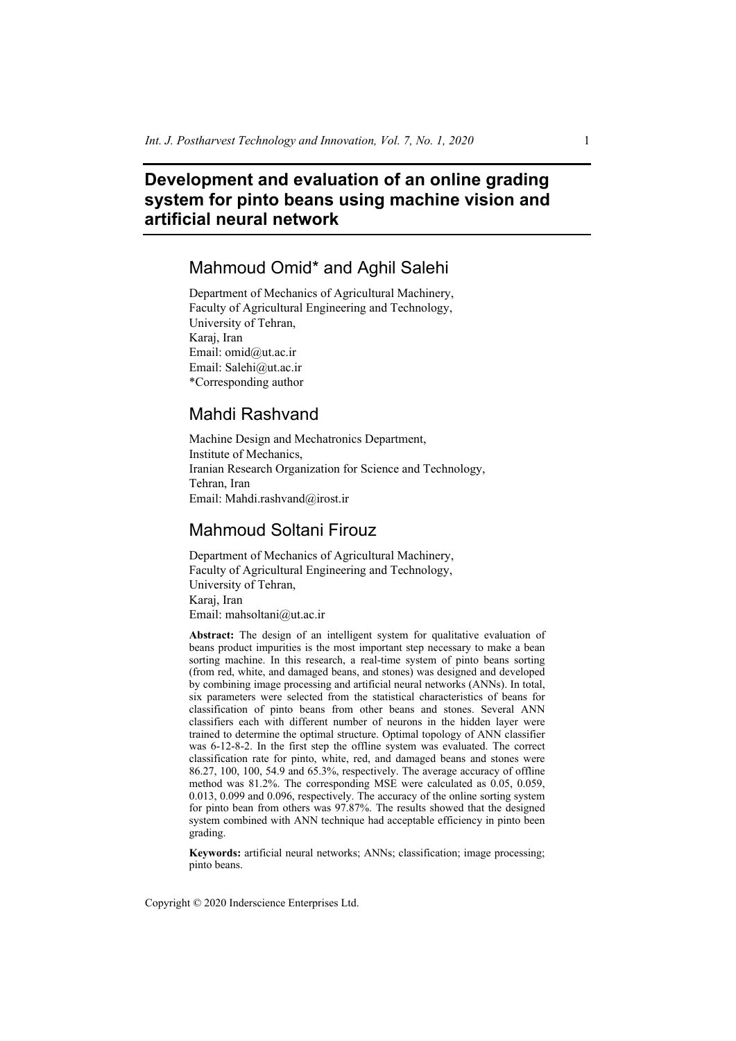# Development and evaluation of an online grading system for pinto beans using machine vision and artificial neural network

## Mahmoud Omid* and Aghil Salehi

Department of Mechanics of Agricultural Machinery,
Faculty of Agricultural Engineering and Technology,
University of Tehran,
Karaj, Iran
Email: omid@ut.ac.ir
Email: Salehi@ut.ac.ir
*Corresponding author

## Mahdi Rashvand

Machine Design and Mechatronics Department,
Institute of Mechanics,
Iranian Research Organization for Science and Technology,
Tehran, Iran
Email: Mahdi.rashvand@irost.ir

## Mahmoud Soltani Firouz

Department of Mechanics of Agricultural Machinery,
Faculty of Agricultural Engineering and Technology,
University of Tehran,
Karaj, Iran
Email: mahsoltani@ut.ac.ir

**Abstract:** The design of an intelligent system for qualitative evaluation of beans product impurities is the most important step necessary to make a bean sorting machine. In this research, a real-time system of pinto beans sorting (from red, white, and damaged beans, and stones) was designed and developed by combining image processing and artificial neural networks (ANNs). In total, six parameters were selected from the statistical characteristics of beans for classification of pinto beans from other beans and stones. Several ANN classifiers each with different number of neurons in the hidden layer were trained to determine the optimal structure. Optimal topology of ANN classifier was 6-12-8-2. In the first step the offline system was evaluated. The correct classification rate for pinto, white, red, and damaged beans and stones were 86.27, 100, 100, 54.9 and 65.3%, respectively. The average accuracy of offline method was 81.2%. The corresponding MSE were calculated as 0.05, 0.059, 0.013, 0.099 and 0.096, respectively. The accuracy of the online sorting system for pinto bean from others was 97.87%. The results showed that the designed system combined with ANN technique had acceptable efficiency in pinto been grading.

**Keywords:** artificial neural networks; ANNs; classification; image processing; pinto beans.

Copyright © 2020 Inderscience Enterprises Ltd.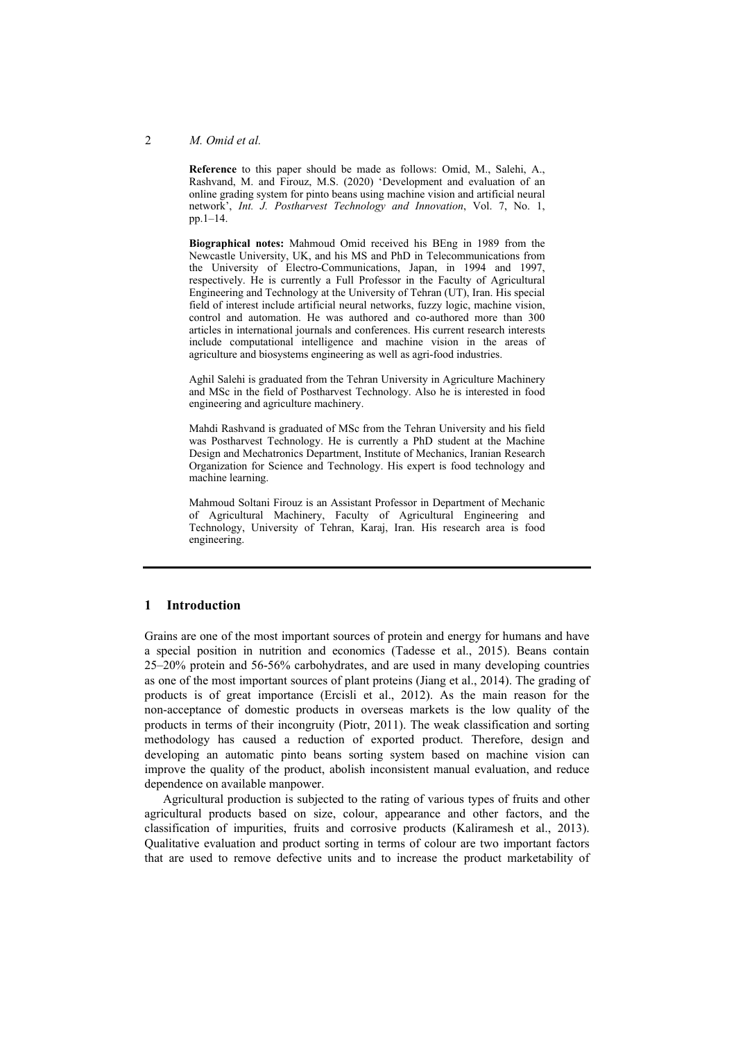**Reference** to this paper should be made as follows: Omid, M., Salehi, A., Rashvand, M. and Firouz, M.S. (2020) 'Development and evaluation of an online grading system for pinto beans using machine vision and artificial neural network', *Int. J. Postharvest Technology and Innovation*, Vol. 7, No. 1, pp.1–14.

**Biographical notes:** Mahmoud Omid received his BEng in 1989 from the Newcastle University, UK, and his MS and PhD in Telecommunications from the University of Electro-Communications, Japan, in 1994 and 1997, respectively. He is currently a Full Professor in the Faculty of Agricultural Engineering and Technology at the University of Tehran (UT), Iran. His special field of interest include artificial neural networks, fuzzy logic, machine vision, control and automation. He was authored and co-authored more than 300 articles in international journals and conferences. His current research interests include computational intelligence and machine vision in the areas of agriculture and biosystems engineering as well as agri-food industries.

Aghil Salehi is graduated from the Tehran University in Agriculture Machinery and MSc in the field of Postharvest Technology. Also he is interested in food engineering and agriculture machinery.

Mahdi Rashvand is graduated of MSc from the Tehran University and his field was Postharvest Technology. He is currently a PhD student at the Machine Design and Mechatronics Department, Institute of Mechanics, Iranian Research Organization for Science and Technology. His expert is food technology and machine learning.

Mahmoud Soltani Firouz is an Assistant Professor in Department of Mechanic of Agricultural Machinery, Faculty of Agricultural Engineering and Technology, University of Tehran, Karaj, Iran. His research area is food engineering.

## 1 Introduction

Grains are one of the most important sources of protein and energy for humans and have a special position in nutrition and economics (Tadesse et al., 2015). Beans contain 25–20% protein and 56-56% carbohydrates, and are used in many developing countries as one of the most important sources of plant proteins (Jiang et al., 2014). The grading of products is of great importance (Ercisli et al., 2012). As the main reason for the non-acceptance of domestic products in overseas markets is the low quality of the products in terms of their incongruity (Piotr, 2011). The weak classification and sorting methodology has caused a reduction of exported product. Therefore, design and developing an automatic pinto beans sorting system based on machine vision can improve the quality of the product, abolish inconsistent manual evaluation, and reduce dependence on available manpower.

Agricultural production is subjected to the rating of various types of fruits and other agricultural products based on size, colour, appearance and other factors, and the classification of impurities, fruits and corrosive products (Kaliramesh et al., 2013). Qualitative evaluation and product sorting in terms of colour are two important factors that are used to remove defective units and to increase the product marketability of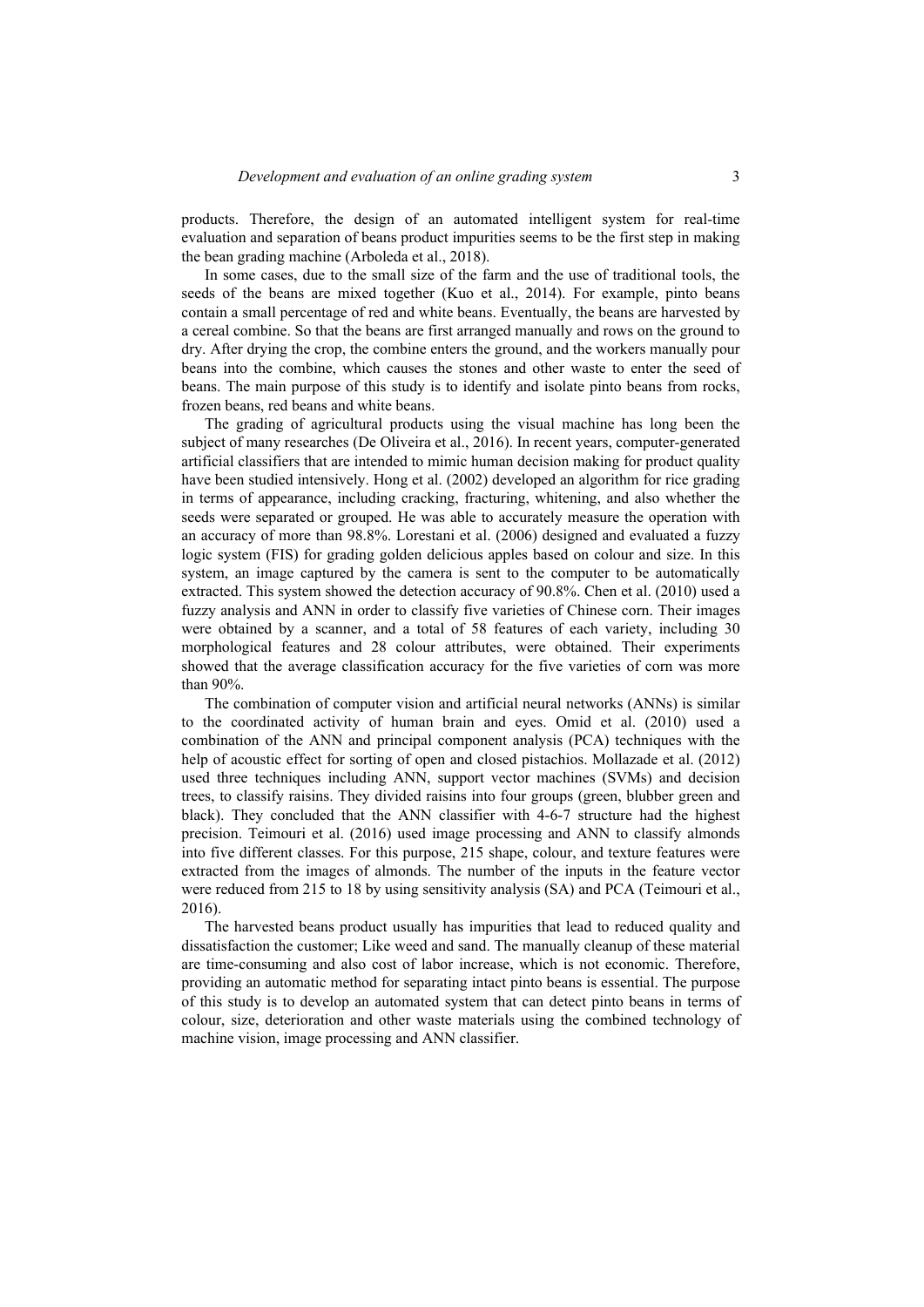products. Therefore, the design of an automated intelligent system for real-time evaluation and separation of beans product impurities seems to be the first step in making the bean grading machine (Arboleda et al., 2018).

In some cases, due to the small size of the farm and the use of traditional tools, the seeds of the beans are mixed together (Kuo et al., 2014). For example, pinto beans contain a small percentage of red and white beans. Eventually, the beans are harvested by a cereal combine. So that the beans are first arranged manually and rows on the ground to dry. After drying the crop, the combine enters the ground, and the workers manually pour beans into the combine, which causes the stones and other waste to enter the seed of beans. The main purpose of this study is to identify and isolate pinto beans from rocks, frozen beans, red beans and white beans.

The grading of agricultural products using the visual machine has long been the subject of many researches (De Oliveira et al., 2016). In recent years, computer-generated artificial classifiers that are intended to mimic human decision making for product quality have been studied intensively. Hong et al. (2002) developed an algorithm for rice grading in terms of appearance, including cracking, fracturing, whitening, and also whether the seeds were separated or grouped. He was able to accurately measure the operation with an accuracy of more than 98.8%. Lorestani et al. (2006) designed and evaluated a fuzzy logic system (FIS) for grading golden delicious apples based on colour and size. In this system, an image captured by the camera is sent to the computer to be automatically extracted. This system showed the detection accuracy of 90.8%. Chen et al. (2010) used a fuzzy analysis and ANN in order to classify five varieties of Chinese corn. Their images were obtained by a scanner, and a total of 58 features of each variety, including 30 morphological features and 28 colour attributes, were obtained. Their experiments showed that the average classification accuracy for the five varieties of corn was more than 90%.

The combination of computer vision and artificial neural networks (ANNs) is similar to the coordinated activity of human brain and eyes. Omid et al. (2010) used a combination of the ANN and principal component analysis (PCA) techniques with the help of acoustic effect for sorting of open and closed pistachios. Mollazade et al. (2012) used three techniques including ANN, support vector machines (SVMs) and decision trees, to classify raisins. They divided raisins into four groups (green, blubber green and black). They concluded that the ANN classifier with 4-6-7 structure had the highest precision. Teimouri et al. (2016) used image processing and ANN to classify almonds into five different classes. For this purpose, 215 shape, colour, and texture features were extracted from the images of almonds. The number of the inputs in the feature vector were reduced from 215 to 18 by using sensitivity analysis (SA) and PCA (Teimouri et al., 2016).

The harvested beans product usually has impurities that lead to reduced quality and dissatisfaction the customer; Like weed and sand. The manually cleanup of these material are time-consuming and also cost of labor increase, which is not economic. Therefore, providing an automatic method for separating intact pinto beans is essential. The purpose of this study is to develop an automated system that can detect pinto beans in terms of colour, size, deterioration and other waste materials using the combined technology of machine vision, image processing and ANN classifier.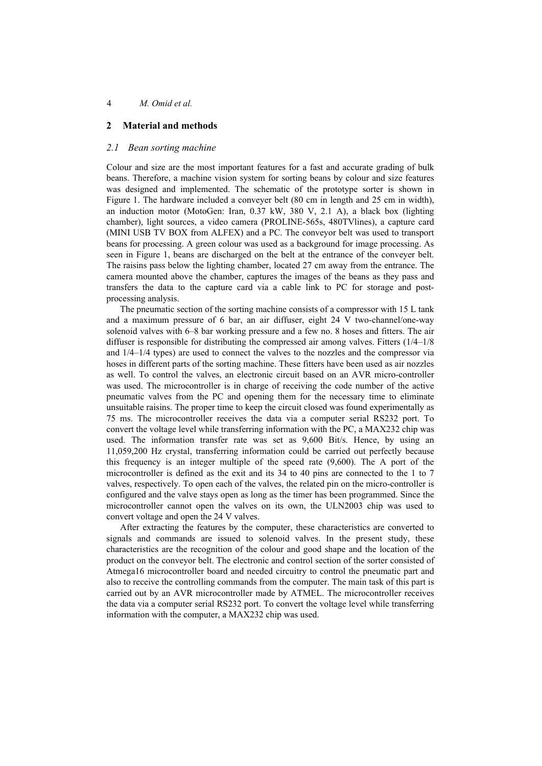## 2 Material and methods

### 2.1 Bean sorting machine

Colour and size are the most important features for a fast and accurate grading of bulk beans. Therefore, a machine vision system for sorting beans by colour and size features was designed and implemented. The schematic of the prototype sorter is shown in Figure 1. The hardware included a conveyer belt (80 cm in length and 25 cm in width), an induction motor (MotoGen: Iran, 0.37 kW, 380 V, 2.1 A), a black box (lighting chamber), light sources, a video camera (PROLINE-565s, 480TVlines), a capture card (MINI USB TV BOX from ALFEX) and a PC. The conveyor belt was used to transport beans for processing. A green colour was used as a background for image processing. As seen in Figure 1, beans are discharged on the belt at the entrance of the conveyer belt. The raisins pass below the lighting chamber, located 27 cm away from the entrance. The camera mounted above the chamber, captures the images of the beans as they pass and transfers the data to the capture card via a cable link to PC for storage and post-processing analysis.

The pneumatic section of the sorting machine consists of a compressor with 15 L tank and a maximum pressure of 6 bar, an air diffuser, eight 24 V two-channel/one-way solenoid valves with 6–8 bar working pressure and a few no. 8 hoses and fitters. The air diffuser is responsible for distributing the compressed air among valves. Fitters (1/4–1/8 and 1/4–1/4 types) are used to connect the valves to the nozzles and the compressor via hoses in different parts of the sorting machine. These fitters have been used as air nozzles as well. To control the valves, an electronic circuit based on an AVR micro-controller was used. The microcontroller is in charge of receiving the code number of the active pneumatic valves from the PC and opening them for the necessary time to eliminate unsuitable raisins. The proper time to keep the circuit closed was found experimentally as 75 ms. The microcontroller receives the data via a computer serial RS232 port. To convert the voltage level while transferring information with the PC, a MAX232 chip was used. The information transfer rate was set as 9,600 Bit/s. Hence, by using an 11,059,200 Hz crystal, transferring information could be carried out perfectly because this frequency is an integer multiple of the speed rate (9,600). The A port of the microcontroller is defined as the exit and its 34 to 40 pins are connected to the 1 to 7 valves, respectively. To open each of the valves, the related pin on the micro-controller is configured and the valve stays open as long as the timer has been programmed. Since the microcontroller cannot open the valves on its own, the ULN2003 chip was used to convert voltage and open the 24 V valves.

After extracting the features by the computer, these characteristics are converted to signals and commands are issued to solenoid valves. In the present study, these characteristics are the recognition of the colour and good shape and the location of the product on the conveyor belt. The electronic and control section of the sorter consisted of Atmega16 microcontroller board and needed circuitry to control the pneumatic part and also to receive the controlling commands from the computer. The main task of this part is carried out by an AVR microcontroller made by ATMEL. The microcontroller receives the data via a computer serial RS232 port. To convert the voltage level while transferring information with the computer, a MAX232 chip was used.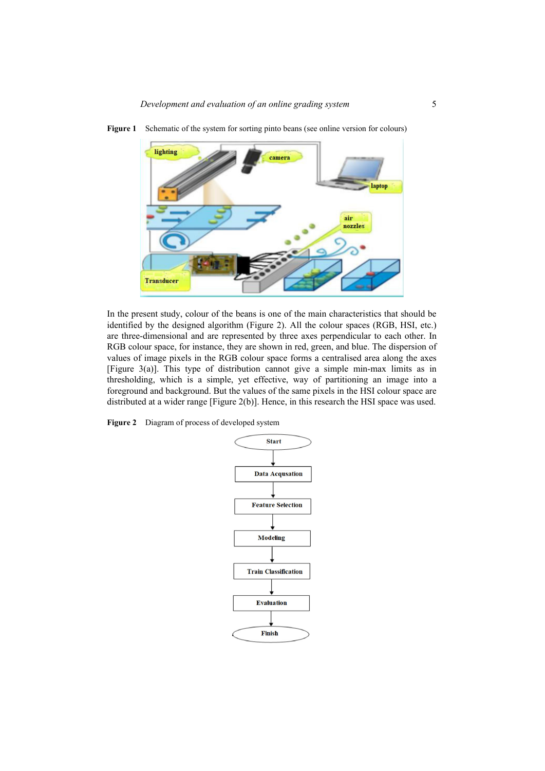**Figure 1** Schematic of the system for sorting pinto beans (see online version for colours)

In the present study, colour of the beans is one of the main characteristics that should be identified by the designed algorithm (Figure 2). All the colour spaces (RGB, HSI, etc.) are three-dimensional and are represented by three axes perpendicular to each other. In RGB colour space, for instance, they are shown in red, green, and blue. The dispersion of values of image pixels in the RGB colour space forms a centralised area along the axes [Figure 3(a)]. This type of distribution cannot give a simple min-max limits as in thresholding, which is a simple, yet effective, way of partitioning an image into a foreground and background. But the values of the same pixels in the HSI colour space are distributed at a wider range [Figure 2(b)]. Hence, in this research the HSI space was used.

**Figure 2** Diagram of process of developed system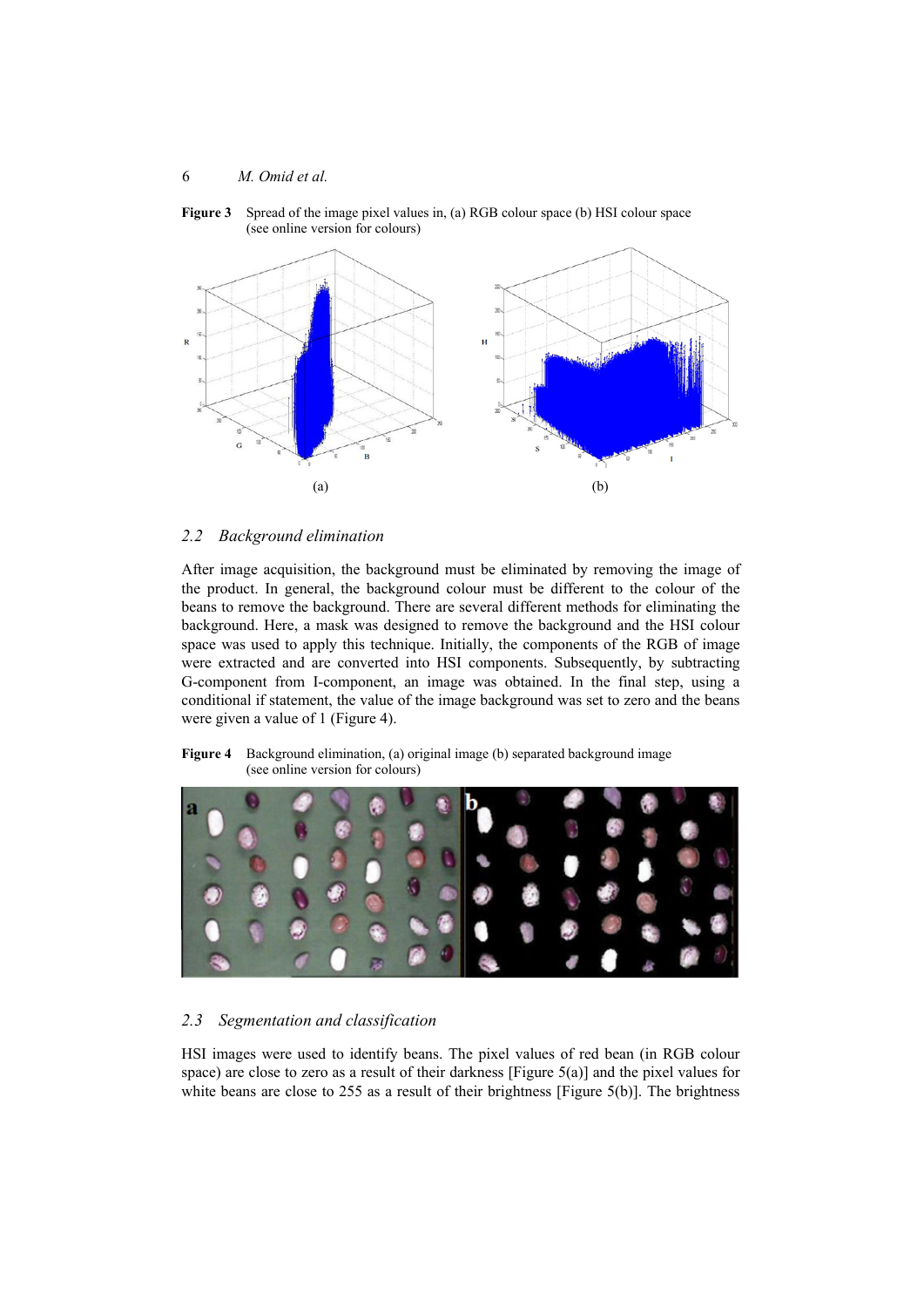**Figure 3** Spread of the image pixel values in, (a) RGB colour space (b) HSI colour space (see online version for colours)

### 2.2 Background elimination

After image acquisition, the background must be eliminated by removing the image of the product. In general, the background colour must be different to the colour of the beans to remove the background. There are several different methods for eliminating the background. Here, a mask was designed to remove the background and the HSI colour space was used to apply this technique. Initially, the components of the RGB of image were extracted and are converted into HSI components. Subsequently, by subtracting G-component from I-component, an image was obtained. In the final step, using a conditional if statement, the value of the image background was set to zero and the beans were given a value of 1 (Figure 4).

**Figure 4** Background elimination, (a) original image (b) separated background image (see online version for colours)

### 2.3 Segmentation and classification

HSI images were used to identify beans. The pixel values of red bean (in RGB colour space) are close to zero as a result of their darkness [Figure 5(a)] and the pixel values for white beans are close to 255 as a result of their brightness [Figure 5(b)]. The brightness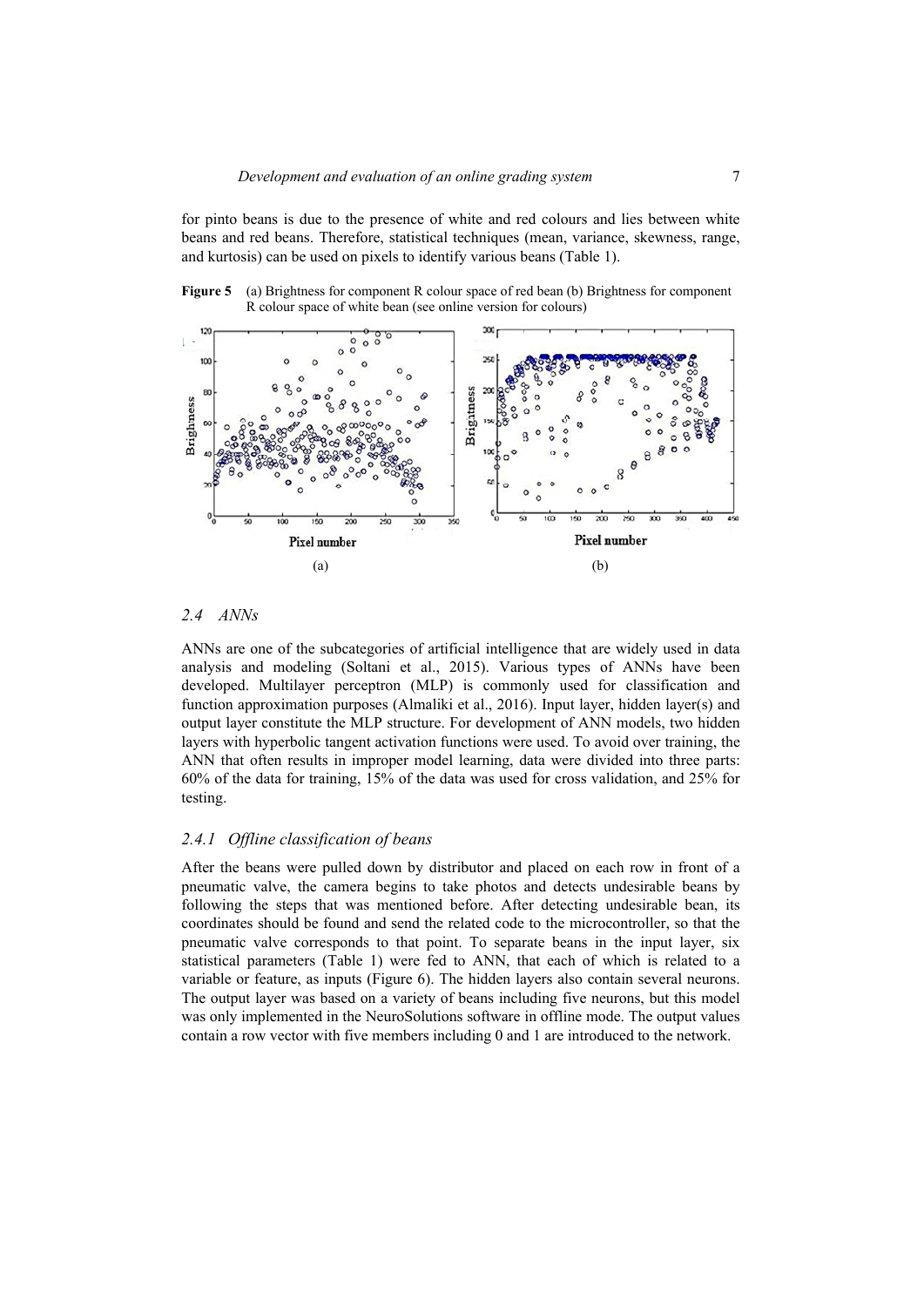for pinto beans is due to the presence of white and red colours and lies between white beans and red beans. Therefore, statistical techniques (mean, variance, skewness, range, and kurtosis) can be used on pixels to identify various beans (Table 1).

**Figure 5** (a) Brightness for component R colour space of red bean (b) Brightness for component R colour space of white bean (see online version for colours)

### 2.4 ANNs

ANNs are one of the subcategories of artificial intelligence that are widely used in data analysis and modeling (Soltani et al., 2015). Various types of ANNs have been developed. Multilayer perceptron (MLP) is commonly used for classification and function approximation purposes (Almaliki et al., 2016). Input layer, hidden layer(s) and output layer constitute the MLP structure. For development of ANN models, two hidden layers with hyperbolic tangent activation functions were used. To avoid over training, the ANN that often results in improper model learning, data were divided into three parts: 60% of the data for training, 15% of the data was used for cross validation, and 25% for testing.

#### 2.4.1 Offline classification of beans

After the beans were pulled down by distributor and placed on each row in front of a pneumatic valve, the camera begins to take photos and detects undesirable beans by following the steps that was mentioned before. After detecting undesirable bean, its coordinates should be found and send the related code to the microcontroller, so that the pneumatic valve corresponds to that point. To separate beans in the input layer, six statistical parameters (Table 1) were fed to ANN, that each of which is related to a variable or feature, as inputs (Figure 6). The hidden layers also contain several neurons. The output layer was based on a variety of beans including five neurons, but this model was only implemented in the NeuroSolutions software in offline mode. The output values contain a row vector with five members including 0 and 1 are introduced to the network.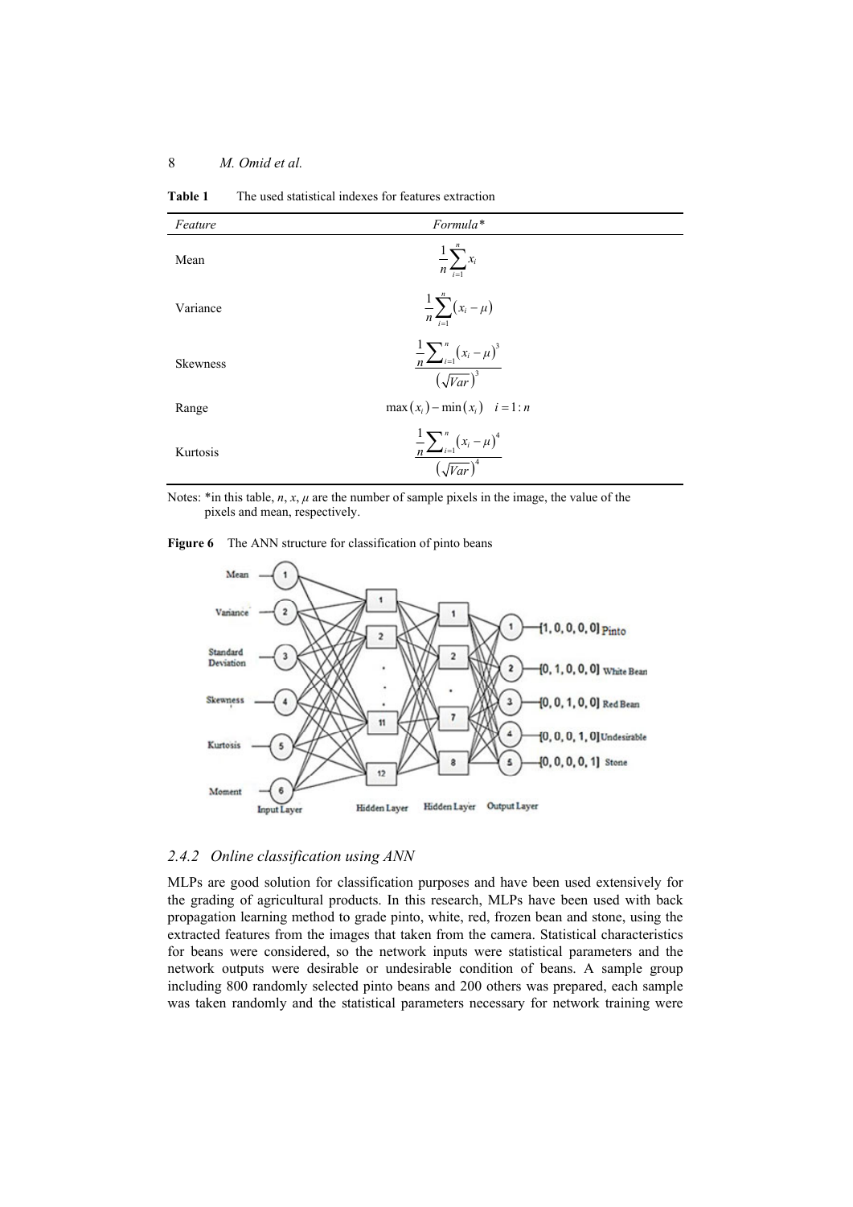**Table 1** The used statistical indexes for features extraction

| *Feature* | *Formula\** |
|---|---|
| Mean | $\frac{1}{n}\sum_{i=1}^{n} x_i$ |
| Variance | $\frac{1}{n}\sum_{i=1}^{n}(x_i - \mu)$ |
| Skewness | $\frac{\frac{1}{n}\sum_{i=1}^{n}(x_i - \mu)^3}{\left(\sqrt{Var}\right)^3}$ |
| Range | $\max(x_i) - \min(x_i) \quad i = 1:n$ |
| Kurtosis | $\frac{\frac{1}{n}\sum_{i=1}^{n}(x_i - \mu)^4}{\left(\sqrt{Var}\right)^4}$ |

Notes: *in this table, $n$, $x$, $\mu$ are the number of sample pixels in the image, the value of the pixels and mean, respectively.

**Figure 6** The ANN structure for classification of pinto beans

### 2.4.2 Online classification using ANN

MLPs are good solution for classification purposes and have been used extensively for the grading of agricultural products. In this research, MLPs have been used with back propagation learning method to grade pinto, white, red, frozen bean and stone, using the extracted features from the images that taken from the camera. Statistical characteristics for beans were considered, so the network inputs were statistical parameters and the network outputs were desirable or undesirable condition of beans. A sample group including 800 randomly selected pinto beans and 200 others was prepared, each sample was taken randomly and the statistical parameters necessary for network training were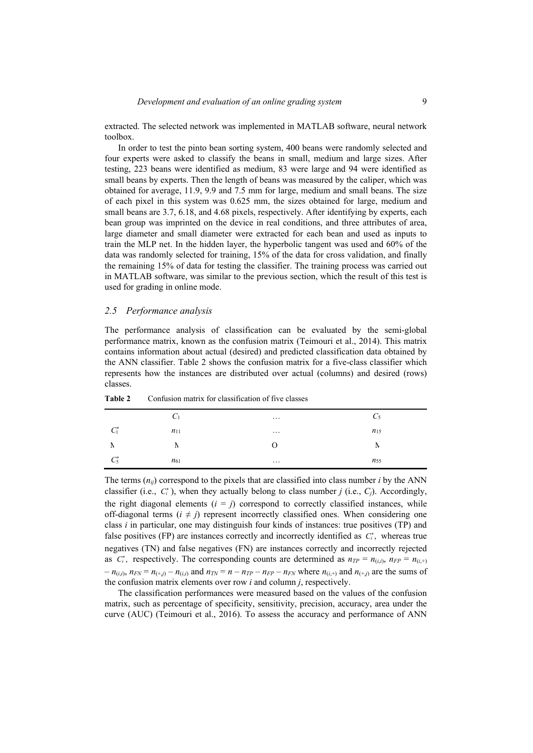extracted. The selected network was implemented in MATLAB software, neural network toolbox.

In order to test the pinto bean sorting system, 400 beans were randomly selected and four experts were asked to classify the beans in small, medium and large sizes. After testing, 223 beans were identified as medium, 83 were large and 94 were identified as small beans by experts. Then the length of beans was measured by the caliper, which was obtained for average, 11.9, 9.9 and 7.5 mm for large, medium and small beans. The size of each pixel in this system was 0.625 mm, the sizes obtained for large, medium and small beans are 3.7, 6.18, and 4.68 pixels, respectively. After identifying by experts, each bean group was imprinted on the device in real conditions, and three attributes of area, large diameter and small diameter were extracted for each bean and used as inputs to train the MLP net. In the hidden layer, the hyperbolic tangent was used and 60% of the data was randomly selected for training, 15% of the data for cross validation, and finally the remaining 15% of data for testing the classifier. The training process was carried out in MATLAB software, was similar to the previous section, which the result of this test is used for grading in online mode.

### *2.5 Performance analysis*

The performance analysis of classification can be evaluated by the semi-global performance matrix, known as the confusion matrix (Teimouri et al., 2014). This matrix contains information about actual (desired) and predicted classification data obtained by the ANN classifier. Table 2 shows the confusion matrix for a five-class classifier which represents how the instances are distributed over actual (columns) and desired (rows) classes.

**Table 2** Confusion matrix for classification of five classes

| | $C_1$ | … | $C_5$ |
|---|---|---|---|
| $C_1^*$ | $n_{11}$ | … | $n_{15}$ |
| M | M | O | M |
| $C_5^*$ | $n_{61}$ | … | $n_{55}$ |

The terms ($n_{ij}$) correspond to the pixels that are classified into class number *i* by the ANN classifier (i.e., $C_i^*$), when they actually belong to class number *j* (i.e., $C_j$). Accordingly, the right diagonal elements ($i = j$) correspond to correctly classified instances, while off-diagonal terms ($i \neq j$) represent incorrectly classified ones. When considering one class *i* in particular, one may distinguish four kinds of instances: true positives (TP) and false positives (FP) are instances correctly and incorrectly identified as $C_i^*$, whereas true negatives (TN) and false negatives (FN) are instances correctly and incorrectly rejected as $C_i^*$, respectively. The corresponding counts are determined as $n_{TP} = n_{(i,i)}$, $n_{FP} = n_{(i,+)} - n_{(i,i)}$, $n_{FN} = n_{(+,j)} - n_{(i,i)}$ and $n_{TN} = n - n_{TP} - n_{FP} - n_{FN}$ where $n_{(i,+)}$ and $n_{(+,j)}$ are the sums of the confusion matrix elements over row *i* and column *j*, respectively.

The classification performances were measured based on the values of the confusion matrix, such as percentage of specificity, sensitivity, precision, accuracy, area under the curve (AUC) (Teimouri et al., 2016). To assess the accuracy and performance of ANN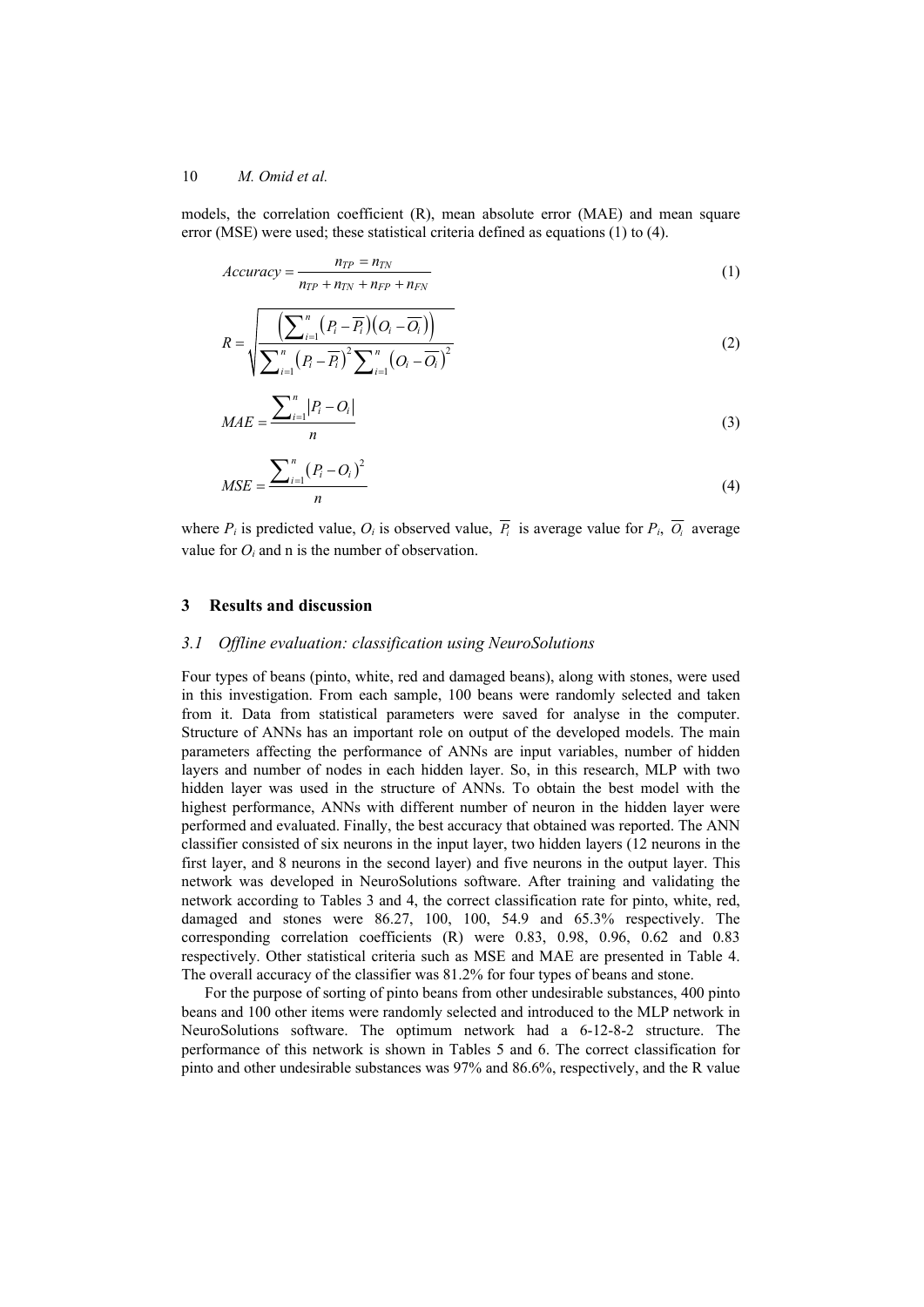models, the correlation coefficient (R), mean absolute error (MAE) and mean square error (MSE) were used; these statistical criteria defined as equations (1) to (4).

$$Accuracy = \frac{n_{TP} = n_{TN}}{n_{TP} + n_{TN} + n_{FP} + n_{FN}} \quad (1)$$

$$R = \sqrt{\frac{\left(\sum_{i=1}^{n}\left(P_i - \overline{P_i}\right)\left(O_i - \overline{O_i}\right)\right)}{\sum_{i=1}^{n}\left(P_i - \overline{P_i}\right)^2 \sum_{i=1}^{n}\left(O_i - \overline{O_i}\right)^2}} \quad (2)$$

$$MAE = \frac{\sum_{i=1}^{n}\left|P_i - O_i\right|}{n} \quad (3)$$

$$MSE = \frac{\sum_{i=1}^{n}\left(P_i - O_i\right)^2}{n} \quad (4)$$

where $P_i$ is predicted value, $O_i$ is observed value, $\overline{P_i}$ is average value for $P_i$, $\overline{O_i}$ average value for $O_i$ and n is the number of observation.

## 3 Results and discussion

### *3.1 Offline evaluation: classification using NeuroSolutions*

Four types of beans (pinto, white, red and damaged beans), along with stones, were used in this investigation. From each sample, 100 beans were randomly selected and taken from it. Data from statistical parameters were saved for analyse in the computer. Structure of ANNs has an important role on output of the developed models. The main parameters affecting the performance of ANNs are input variables, number of hidden layers and number of nodes in each hidden layer. So, in this research, MLP with two hidden layer was used in the structure of ANNs. To obtain the best model with the highest performance, ANNs with different number of neuron in the hidden layer were performed and evaluated. Finally, the best accuracy that obtained was reported. The ANN classifier consisted of six neurons in the input layer, two hidden layers (12 neurons in the first layer, and 8 neurons in the second layer) and five neurons in the output layer. This network was developed in NeuroSolutions software. After training and validating the network according to Tables 3 and 4, the correct classification rate for pinto, white, red, damaged and stones were 86.27, 100, 100, 54.9 and 65.3% respectively. The corresponding correlation coefficients (R) were 0.83, 0.98, 0.96, 0.62 and 0.83 respectively. Other statistical criteria such as MSE and MAE are presented in Table 4. The overall accuracy of the classifier was 81.2% for four types of beans and stone.

For the purpose of sorting of pinto beans from other undesirable substances, 400 pinto beans and 100 other items were randomly selected and introduced to the MLP network in NeuroSolutions software. The optimum network had a 6-12-8-2 structure. The performance of this network is shown in Tables 5 and 6. The correct classification for pinto and other undesirable substances was 97% and 86.6%, respectively, and the R value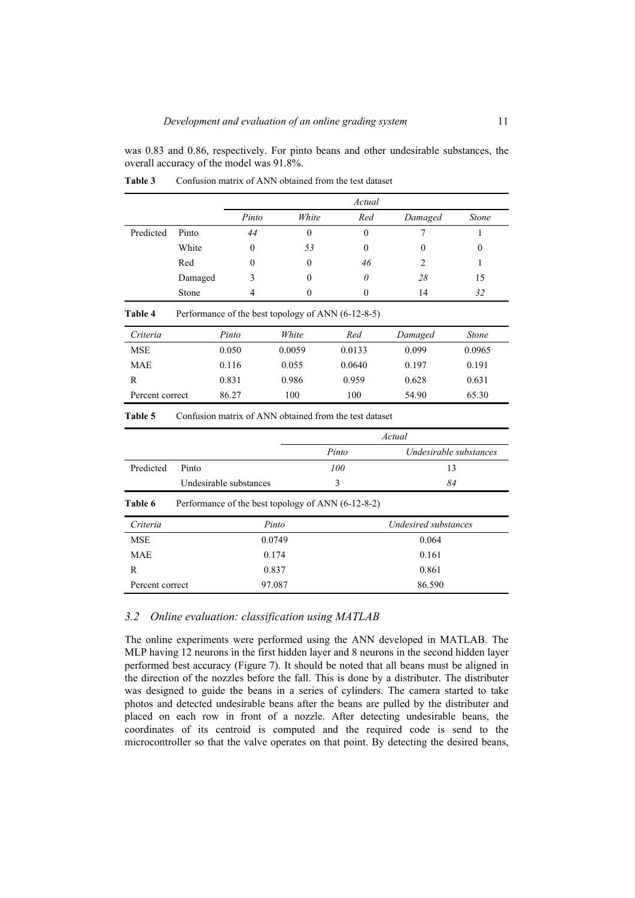was 0.83 and 0.86, respectively. For pinto beans and other undesirable substances, the overall accuracy of the model was 91.8%.

**Table 3** Confusion matrix of ANN obtained from the test dataset

| | | *Actual* | | | | |
|---|---|---|---|---|---|---|
| | | *Pinto* | *White* | *Red* | *Damaged* | *Stone* |
| Predicted | Pinto | *44* | 0 | 0 | 7 | 1 |
| | White | 0 | *53* | 0 | 0 | 0 |
| | Red | 0 | 0 | *46* | 2 | 1 |
| | Damaged | 3 | 0 | *0* | *28* | 15 |
| | Stone | 4 | 0 | 0 | 14 | *32* |

**Table 4** Performance of the best topology of ANN (6-12-8-5)

| *Criteria* | *Pinto* | *White* | *Red* | *Damaged* | *Stone* |
|---|---|---|---|---|---|
| MSE | 0.050 | 0.0059 | 0.0133 | 0.099 | 0.0965 |
| MAE | 0.116 | 0.055 | 0.0640 | 0.197 | 0.191 |
| R | 0.831 | 0.986 | 0.959 | 0.628 | 0.631 |
| Percent correct | 86.27 | 100 | 100 | 54.90 | 65.30 |

**Table 5** Confusion matrix of ANN obtained from the test dataset

| | | *Actual* | |
|---|---|---|---|
| | | *Pinto* | *Undesirable substances* |
| Predicted | Pinto | *100* | 13 |
| | Undesirable substances | 3 | *84* |

**Table 6** Performance of the best topology of ANN (6-12-8-2)

| *Criteria* | *Pinto* | *Undesired substances* |
|---|---|---|
| MSE | 0.0749 | 0.064 |
| MAE | 0.174 | 0.161 |
| R | 0.837 | 0.861 |
| Percent correct | 97.087 | 86.590 |

### *3.2 Online evaluation: classification using MATLAB*

The online experiments were performed using the ANN developed in MATLAB. The MLP having 12 neurons in the first hidden layer and 8 neurons in the second hidden layer performed best accuracy (Figure 7). It should be noted that all beans must be aligned in the direction of the nozzles before the fall. This is done by a distributer. The distributer was designed to guide the beans in a series of cylinders. The camera started to take photos and detected undesirable beans after the beans are pulled by the distributer and placed on each row in front of a nozzle. After detecting undesirable beans, the coordinates of its centroid is computed and the required code is send to the microcontroller so that the valve operates on that point. By detecting the desired beans,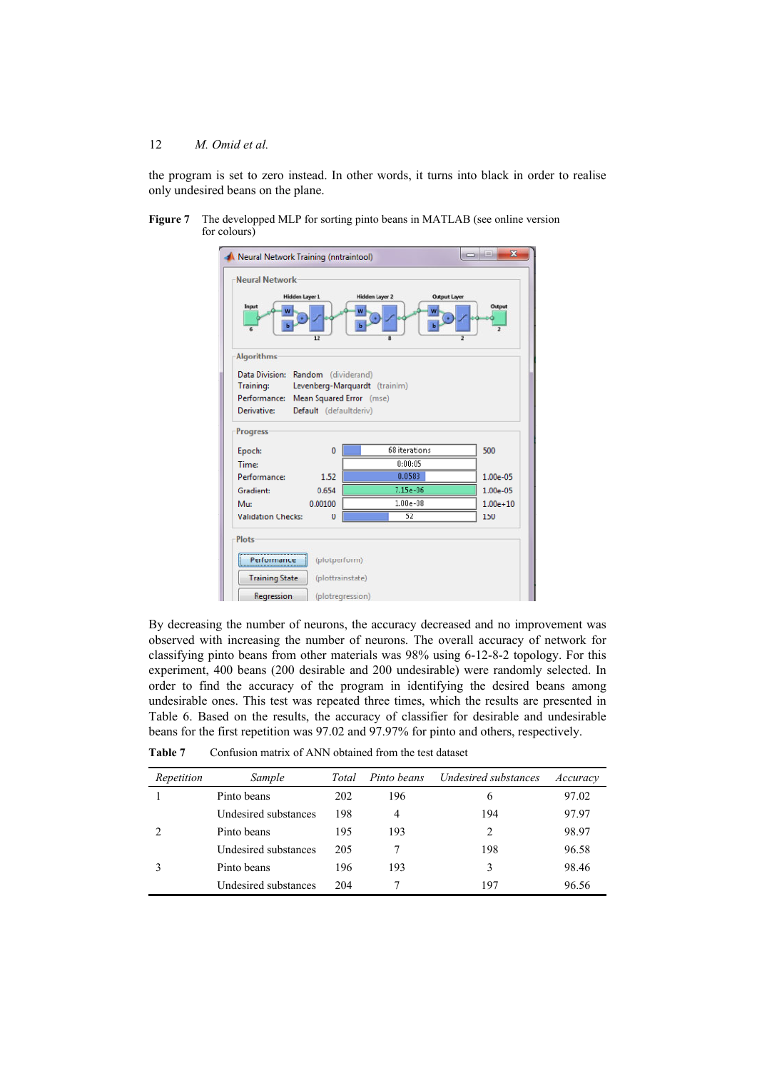the program is set to zero instead. In other words, it turns into black in order to realise only undesired beans on the plane.

**Figure 7** The developped MLP for sorting pinto beans in MATLAB (see online version for colours)

By decreasing the number of neurons, the accuracy decreased and no improvement was observed with increasing the number of neurons. The overall accuracy of network for classifying pinto beans from other materials was 98% using 6-12-8-2 topology. For this experiment, 400 beans (200 desirable and 200 undesirable) were randomly selected. In order to find the accuracy of the program in identifying the desired beans among undesirable ones. This test was repeated three times, which the results are presented in Table 6. Based on the results, the accuracy of classifier for desirable and undesirable beans for the first repetition was 97.02 and 97.97% for pinto and others, respectively.

**Table 7** Confusion matrix of ANN obtained from the test dataset

| *Repetition* | *Sample* | *Total* | *Pinto beans* | *Undesired substances* | *Accuracy* |
|---|---|---|---|---|---|
| 1 | Pinto beans | 202 | 196 | 6 | 97.02 |
| | Undesired substances | 198 | 4 | 194 | 97.97 |
| 2 | Pinto beans | 195 | 193 | 2 | 98.97 |
| | Undesired substances | 205 | 7 | 198 | 96.58 |
| 3 | Pinto beans | 196 | 193 | 3 | 98.46 |
| | Undesired substances | 204 | 7 | 197 | 96.56 |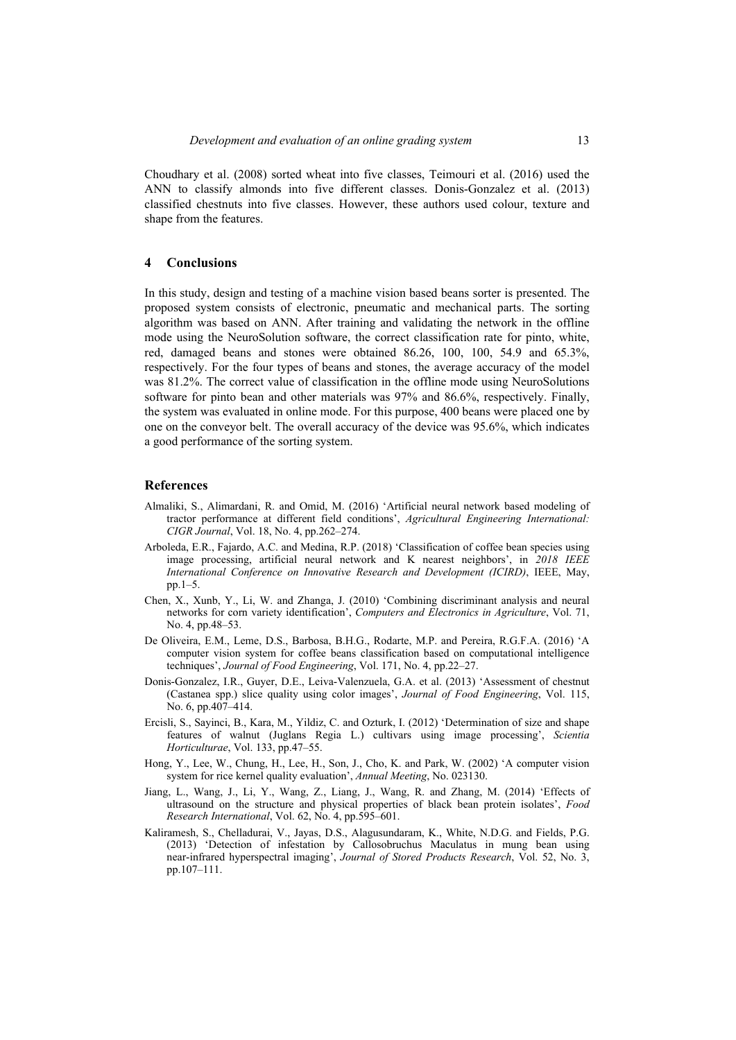Choudhary et al. (2008) sorted wheat into five classes, Teimouri et al. (2016) used the ANN to classify almonds into five different classes. Donis-Gonzalez et al. (2013) classified chestnuts into five classes. However, these authors used colour, texture and shape from the features.

## 4 Conclusions

In this study, design and testing of a machine vision based beans sorter is presented. The proposed system consists of electronic, pneumatic and mechanical parts. The sorting algorithm was based on ANN. After training and validating the network in the offline mode using the NeuroSolution software, the correct classification rate for pinto, white, red, damaged beans and stones were obtained 86.26, 100, 100, 54.9 and 65.3%, respectively. For the four types of beans and stones, the average accuracy of the model was 81.2%. The correct value of classification in the offline mode using NeuroSolutions software for pinto bean and other materials was 97% and 86.6%, respectively. Finally, the system was evaluated in online mode. For this purpose, 400 beans were placed one by one on the conveyor belt. The overall accuracy of the device was 95.6%, which indicates a good performance of the sorting system.

## References

Almaliki, S., Alimardani, R. and Omid, M. (2016) 'Artificial neural network based modeling of tractor performance at different field conditions', *Agricultural Engineering International: CIGR Journal*, Vol. 18, No. 4, pp.262–274.

Arboleda, E.R., Fajardo, A.C. and Medina, R.P. (2018) 'Classification of coffee bean species using image processing, artificial neural network and K nearest neighbors', in *2018 IEEE International Conference on Innovative Research and Development (ICIRD)*, IEEE, May, pp.1–5.

Chen, X., Xunb, Y., Li, W. and Zhanga, J. (2010) 'Combining discriminant analysis and neural networks for corn variety identification', *Computers and Electronics in Agriculture*, Vol. 71, No. 4, pp.48–53.

De Oliveira, E.M., Leme, D.S., Barbosa, B.H.G., Rodarte, M.P. and Pereira, R.G.F.A. (2016) 'A computer vision system for coffee beans classification based on computational intelligence techniques', *Journal of Food Engineering*, Vol. 171, No. 4, pp.22–27.

Donis-Gonzalez, I.R., Guyer, D.E., Leiva-Valenzuela, G.A. et al. (2013) 'Assessment of chestnut (Castanea spp.) slice quality using color images', *Journal of Food Engineering*, Vol. 115, No. 6, pp.407–414.

Ercisli, S., Sayinci, B., Kara, M., Yildiz, C. and Ozturk, I. (2012) 'Determination of size and shape features of walnut (Juglans Regia L.) cultivars using image processing', *Scientia Horticulturae*, Vol. 133, pp.47–55.

Hong, Y., Lee, W., Chung, H., Lee, H., Son, J., Cho, K. and Park, W. (2002) 'A computer vision system for rice kernel quality evaluation', *Annual Meeting*, No. 023130.

Jiang, L., Wang, J., Li, Y., Wang, Z., Liang, J., Wang, R. and Zhang, M. (2014) 'Effects of ultrasound on the structure and physical properties of black bean protein isolates', *Food Research International*, Vol. 62, No. 4, pp.595–601.

Kaliramesh, S., Chelladurai, V., Jayas, D.S., Alagusundaram, K., White, N.D.G. and Fields, P.G. (2013) 'Detection of infestation by Callosobruchus Maculatus in mung bean using near-infrared hyperspectral imaging', *Journal of Stored Products Research*, Vol. 52, No. 3, pp.107–111.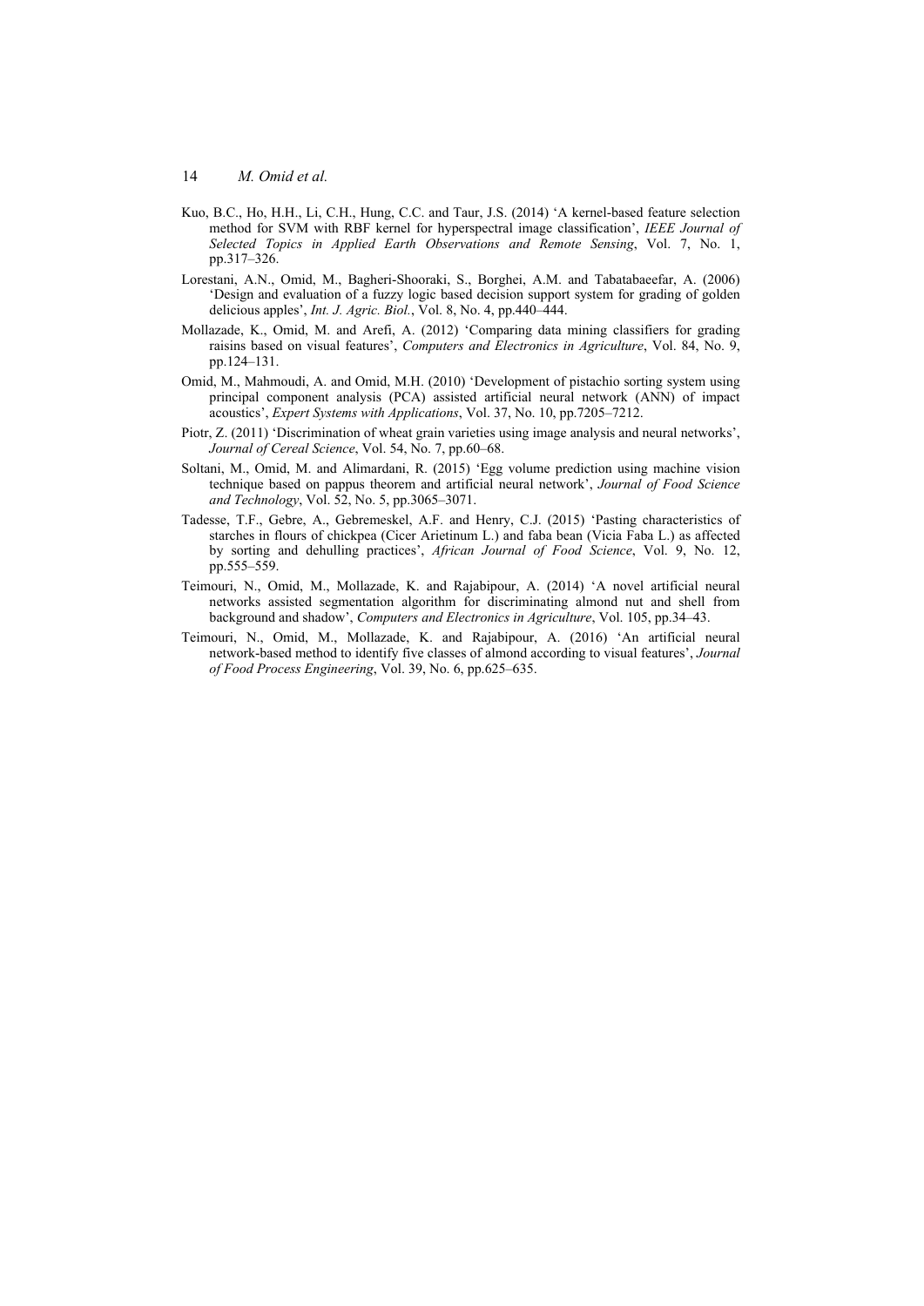Kuo, B.C., Ho, H.H., Li, C.H., Hung, C.C. and Taur, J.S. (2014) 'A kernel-based feature selection method for SVM with RBF kernel for hyperspectral image classification', *IEEE Journal of Selected Topics in Applied Earth Observations and Remote Sensing*, Vol. 7, No. 1, pp.317–326.

Lorestani, A.N., Omid, M., Bagheri-Shooraki, S., Borghei, A.M. and Tabatabaeefar, A. (2006) 'Design and evaluation of a fuzzy logic based decision support system for grading of golden delicious apples', *Int. J. Agric. Biol.*, Vol. 8, No. 4, pp.440–444.

Mollazade, K., Omid, M. and Arefi, A. (2012) 'Comparing data mining classifiers for grading raisins based on visual features', *Computers and Electronics in Agriculture*, Vol. 84, No. 9, pp.124–131.

Omid, M., Mahmoudi, A. and Omid, M.H. (2010) 'Development of pistachio sorting system using principal component analysis (PCA) assisted artificial neural network (ANN) of impact acoustics', *Expert Systems with Applications*, Vol. 37, No. 10, pp.7205–7212.

Piotr, Z. (2011) 'Discrimination of wheat grain varieties using image analysis and neural networks', *Journal of Cereal Science*, Vol. 54, No. 7, pp.60–68.

Soltani, M., Omid, M. and Alimardani, R. (2015) 'Egg volume prediction using machine vision technique based on pappus theorem and artificial neural network', *Journal of Food Science and Technology*, Vol. 52, No. 5, pp.3065–3071.

Tadesse, T.F., Gebre, A., Gebremeskel, A.F. and Henry, C.J. (2015) 'Pasting characteristics of starches in flours of chickpea (Cicer Arietinum L.) and faba bean (Vicia Faba L.) as affected by sorting and dehulling practices', *African Journal of Food Science*, Vol. 9, No. 12, pp.555–559.

Teimouri, N., Omid, M., Mollazade, K. and Rajabipour, A. (2014) 'A novel artificial neural networks assisted segmentation algorithm for discriminating almond nut and shell from background and shadow', *Computers and Electronics in Agriculture*, Vol. 105, pp.34–43.

Teimouri, N., Omid, M., Mollazade, K. and Rajabipour, A. (2016) 'An artificial neural network-based method to identify five classes of almond according to visual features', *Journal of Food Process Engineering*, Vol. 39, No. 6, pp.625–635.